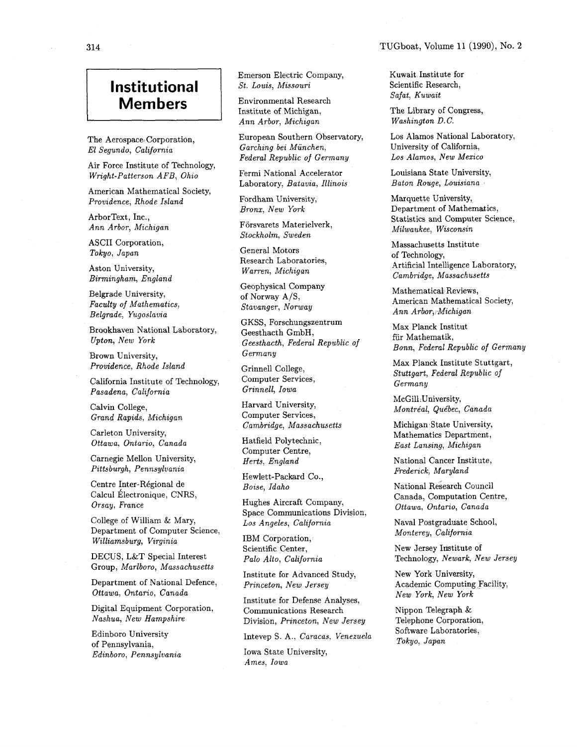# Institutional Members

The Aerospace Corporation, *El Segundo, California*

Air Force Institute of Technology, *Wright-Patterson AFB, Ohio*

American Mathematical Society, *Providence, Rhode Island*

ArborText, Inc., *Ann Arbor, Michigan*

ASCII Corporation, *Tokyo, Japan*

Aston University, *Birmingham, England*

Belgrade University, *Faculty of Mathematics, Belgrade, Yugoslavia*

Brookhaven National Laboratory, *Upton, New York*

Brown University, *Providence, Rhode Island*

California Institute of Technology, *Pasadena, California*

Calvin College, *Grand Rapids, Michigan*

Carleton University, *Ottawa, Ontario, Canada*

Carnegie Mellon University, *Pittsburgh, Pennsylvania*

Centre Inter-Régional de Calcul Électronique, CNRS, *Orsay, France*

College of William & Mary, Department of Computer Science, *Williamsburg, Virginia*

DECUS, L&T Special Interest Group, *Marlboro, Massachusetts*

Department of National Defence, *Ottawa, Ontario, Canada*

Digital Equipment Corporation, *Nashua, New Hampshire*

Edinboro University of Pennsylvania, *Edinboro, Pennsylvania*

Emerson Electric Company, *St. Louis, Missouri*

Environmental Research Institute of Michigan, *Ann Arbor, Michigan*

European Southern Observatory, *Garching bei München, Federal Republic of Germany*

Fermi National Accelerator Laboratory, *Batavia, Illinois*

Fordham University, *Bronx, New York*

Försvarets Materielverk, *Stockholm, Sweden*

General Motors Research Laboratories, *Warren, Michigan*

Geophysical Company of Norway A/S, *Stavanger, Norway*

GKSS, Forschungszentrum Geesthacth GmbH, *Geesthacth, Federal Republic of Germany*

Grinnell College, Computer Services, *Grinnell, Iowa*

Harvard University, Computer Services, *Cambridge, Massachusetts*

Hatfield Polytechnic, Computer Centre, *Herts, England*

Hewlett-Packard Co., *Boise, Idaho*

Hughes Aircraft Company, Space Communications Division, *Los Angeles, California*

IBM Corporation, Scientific Center, *Palo Alto, California*

Institute for Advanced Study, *Princeton, New Jersey*

Institute for Defense Analyses, Communications Research Division, *Princeton, New Jersey*

Intevep S. A., *Caracas, Venezuela*

Iowa State University, *Ames, Iowa*

Kuwait Institute for Scientific Research, *Safat, Kuwait*

The Library of Congress, *Washington D.C.*

Los Alamos National Laboratory, University of California, *Los Alamos, New Mexico*

Louisiana State University, *Baton Rouge, Louisiana*

Marquette University, Department of Mathematics, Statistics and Computer Science, *Milwaukee, Wisconsin*

Massachusetts Institute of Technology, Artificial Intelligence Laboratory, *Cambridge, Massachusetts*

Mathematical Reviews, American Mathematical Society, *Ann Arbor, Michigan*

Max Planck Institut für Mathematik, *Bonn, Federal Republic of Germany*

Max Planck Institute Stuttgart, *Stuttgart, Federal Republic of Germany*

McGill University, *Montréal, Québec, Canada*

Michigan State University, Mathematics Department, *East Lansing, Michigan*

National Cancer Institute, *Frederick, Maryland*

National Research Council Canada, Computation Centre, *Ottawa, Ontario, Canada*

Naval Postgraduate School, *Monterey, California*

New Jersey Institute of Technology, *Newark, New Jersey*

New York University, Academic Computing Facility, *New York, New York*

Nippon Telegraph & Telephone Corporation, Software Laboratories, *Tokyo, Japan*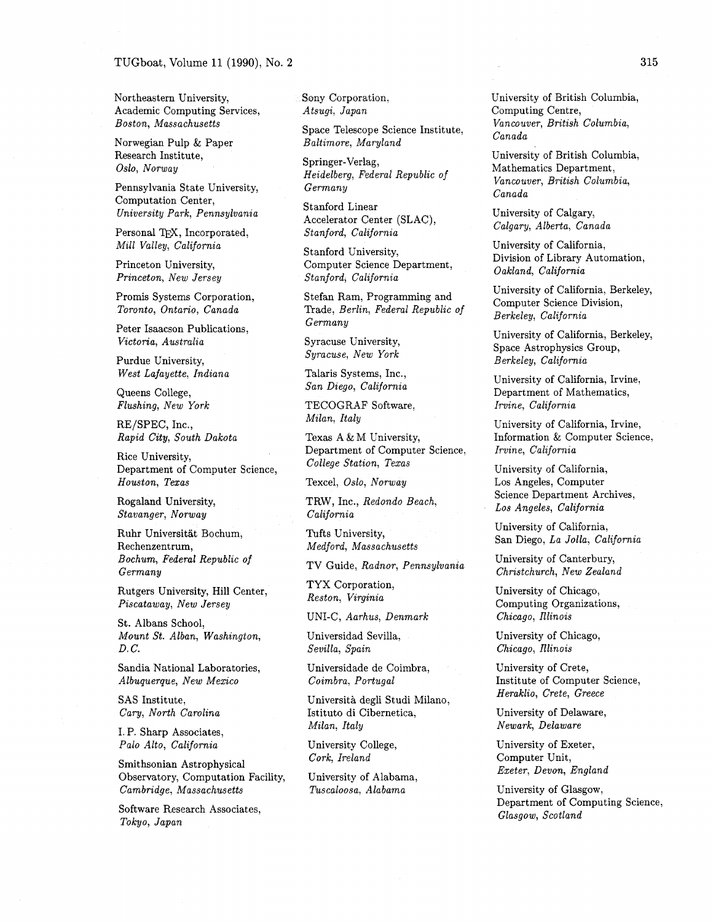Northeastern University,
Academic Computing Services,
*Boston, Massachusetts*

Norwegian Pulp & Paper
Research Institute,
*Oslo, Norway*

Pennsylvania State University,
Computation Center,
*University Park, Pennsylvania*

Personal TEX, Incorporated,
*Mill Valley, California*

Princeton University,
*Princeton, New Jersey*

Promis Systems Corporation,
*Toronto, Ontario, Canada*

Peter Isaacson Publications,
*Victoria, Australia*

Purdue University,
*West Lafayette, Indiana*

Queens College,
*Flushing, New York*

RE/SPEC, Inc.,
*Rapid City, South Dakota*

Rice University,
Department of Computer Science,
*Houston, Texas*

Rogaland University,
*Stavanger, Norway*

Ruhr Universität Bochum,
Rechenzentrum,
*Bochum, Federal Republic of Germany*

Rutgers University, Hill Center,
*Piscataway, New Jersey*

St. Albans School,
*Mount St. Alban, Washington, D.C.*

Sandia National Laboratories,
*Albuquerque, New Mexico*

SAS Institute,
*Cary, North Carolina*

I. P. Sharp Associates,
*Palo Alto, California*

Smithsonian Astrophysical
Observatory, Computation Facility,
*Cambridge, Massachusetts*

Software Research Associates,
*Tokyo, Japan*

Sony Corporation,
*Atsugi, Japan*

Space Telescope Science Institute,
*Baltimore, Maryland*

Springer-Verlag,
*Heidelberg, Federal Republic of Germany*

Stanford Linear
Accelerator Center (SLAC),
*Stanford, California*

Stanford University,
Computer Science Department,
*Stanford, California*

Stefan Ram, Programming and
Trade, *Berlin, Federal Republic of Germany*

Syracuse University,
*Syracuse, New York*

Talaris Systems, Inc.,
*San Diego, California*

TECOGRAF Software,
*Milan, Italy*

Texas A & M University,
Department of Computer Science,
*College Station, Texas*

Texcel, *Oslo, Norway*

TRW, Inc., *Redondo Beach, California*

Tufts University,
*Medford, Massachusetts*

TV Guide, *Radnor, Pennsylvania*

TYX Corporation,
*Reston, Virginia*

UNI-C, *Aarhus, Denmark*

Universidad Sevilla,
*Sevilla, Spain*

Universidade de Coimbra,
*Coimbra, Portugal*

Università degli Studi Milano,
Istituto di Cibernetica,
*Milan, Italy*

University College,
*Cork, Ireland*

University of Alabama,
*Tuscaloosa, Alabama*

University of British Columbia,
Computing Centre,
*Vancouver, British Columbia, Canada*

University of British Columbia,
Mathematics Department,
*Vancouver, British Columbia, Canada*

University of Calgary,
*Calgary, Alberta, Canada*

University of California,
Division of Library Automation,
*Oakland, California*

University of California, Berkeley,
Computer Science Division,
*Berkeley, California*

University of California, Berkeley,
Space Astrophysics Group,
*Berkeley, California*

University of California, Irvine,
Department of Mathematics,
*Irvine, California*

University of California, Irvine,
Information & Computer Science,
*Irvine, California*

University of California,
Los Angeles, Computer
Science Department Archives,
*Los Angeles, California*

University of California,
San Diego, *La Jolla, California*

University of Canterbury,
*Christchurch, New Zealand*

University of Chicago,
Computing Organizations,
*Chicago, Illinois*

University of Chicago,
*Chicago, Illinois*

University of Crete,
Institute of Computer Science,
*Heraklio, Crete, Greece*

University of Delaware,
*Newark, Delaware*

University of Exeter,
Computer Unit,
*Exeter, Devon, England*

University of Glasgow,
Department of Computing Science,
*Glasgow, Scotland*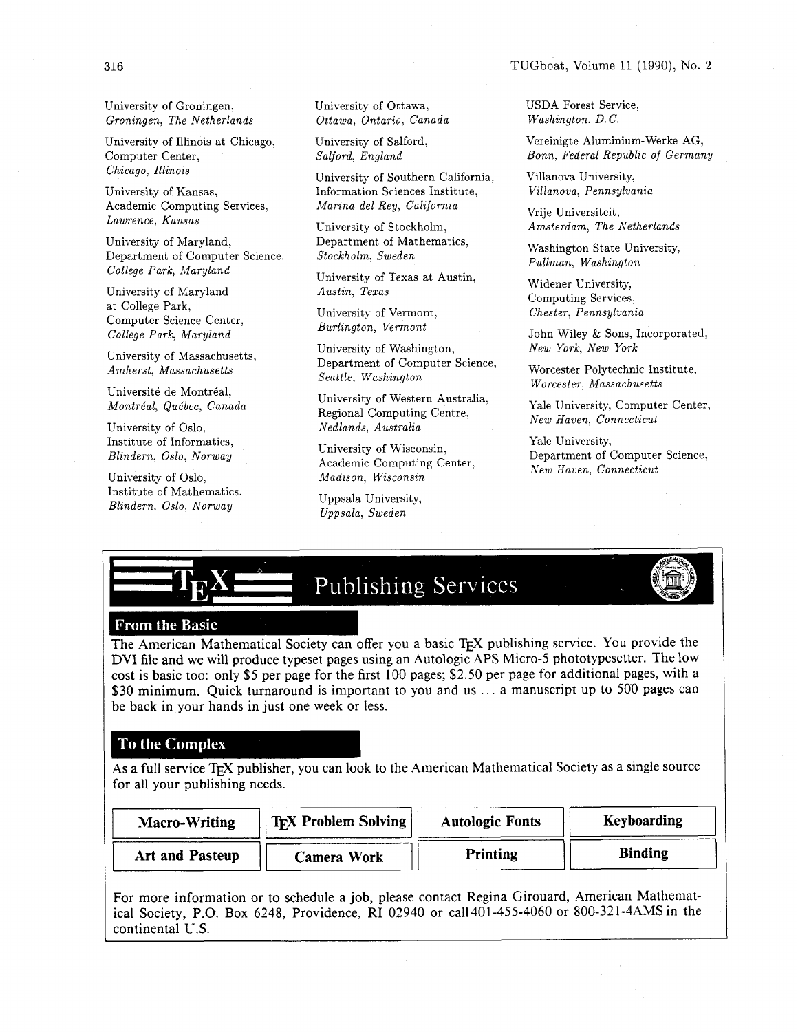University of Groningen,
*Groningen, The Netherlands*

University of Illinois at Chicago,
Computer Center,
*Chicago, Illinois*

University of Kansas,
Academic Computing Services,
*Lawrence, Kansas*

University of Maryland,
Department of Computer Science,
*College Park, Maryland*

University of Maryland
at College Park,
Computer Science Center,
*College Park, Maryland*

University of Massachusetts,
*Amherst, Massachusetts*

Université de Montréal,
*Montréal, Québec, Canada*

University of Oslo,
Institute of Informatics,
*Blindern, Oslo, Norway*

University of Oslo,
Institute of Mathematics,
*Blindern, Oslo, Norway*

University of Ottawa,
*Ottawa, Ontario, Canada*

University of Salford,
*Salford, England*

University of Southern California,
Information Sciences Institute,
*Marina del Rey, California*

University of Stockholm,
Department of Mathematics,
*Stockholm, Sweden*

University of Texas at Austin,
*Austin, Texas*

University of Vermont,
*Burlington, Vermont*

University of Washington,
Department of Computer Science,
*Seattle, Washington*

University of Western Australia,
Regional Computing Centre,
*Nedlands, Australia*

University of Wisconsin,
Academic Computing Center,
*Madison, Wisconsin*

Uppsala University,
*Uppsala, Sweden*

USDA Forest Service,
*Washington, D.C.*

Vereinigte Aluminium-Werke AG,
*Bonn, Federal Republic of Germany*

Villanova University,
*Villanova, Pennsylvania*

Vrije Universiteit,
*Amsterdam, The Netherlands*

Washington State University,
*Pullman, Washington*

Widener University,
Computing Services,
*Chester, Pennsylvania*

John Wiley & Sons, Incorporated,
*New York, New York*

Worcester Polytechnic Institute,
*Worcester, Massachusetts*

Yale University, Computer Center,
*New Haven, Connecticut*

Yale University,
Department of Computer Science,
*New Haven, Connecticut*

# TEX Publishing Services

## From the Basic

The American Mathematical Society can offer you a basic TEX publishing service. You provide the DVI file and we will produce typeset pages using an Autologic APS Micro-5 phototypesetter. The low cost is basic too: only $5 per page for the first 100 pages; $2.50 per page for additional pages, with a $30 minimum. Quick turnaround is important to you and us ... a manuscript up to 500 pages can be back in your hands in just one week or less.

## To the Complex

As a full service TEX publisher, you can look to the American Mathematical Society as a single source for all your publishing needs.

| | | | |
|---|---|---|---|
| **Macro-Writing** | **TEX Problem Solving** | **Autologic Fonts** | **Keyboarding** |
| **Art and Pasteup** | **Camera Work** | **Printing** | **Binding** |

For more information or to schedule a job, please contact Regina Girouard, American Mathematical Society, P.O. Box 6248, Providence, RI 02940 or call 401-455-4060 or 800-321-4AMS in the continental U.S.